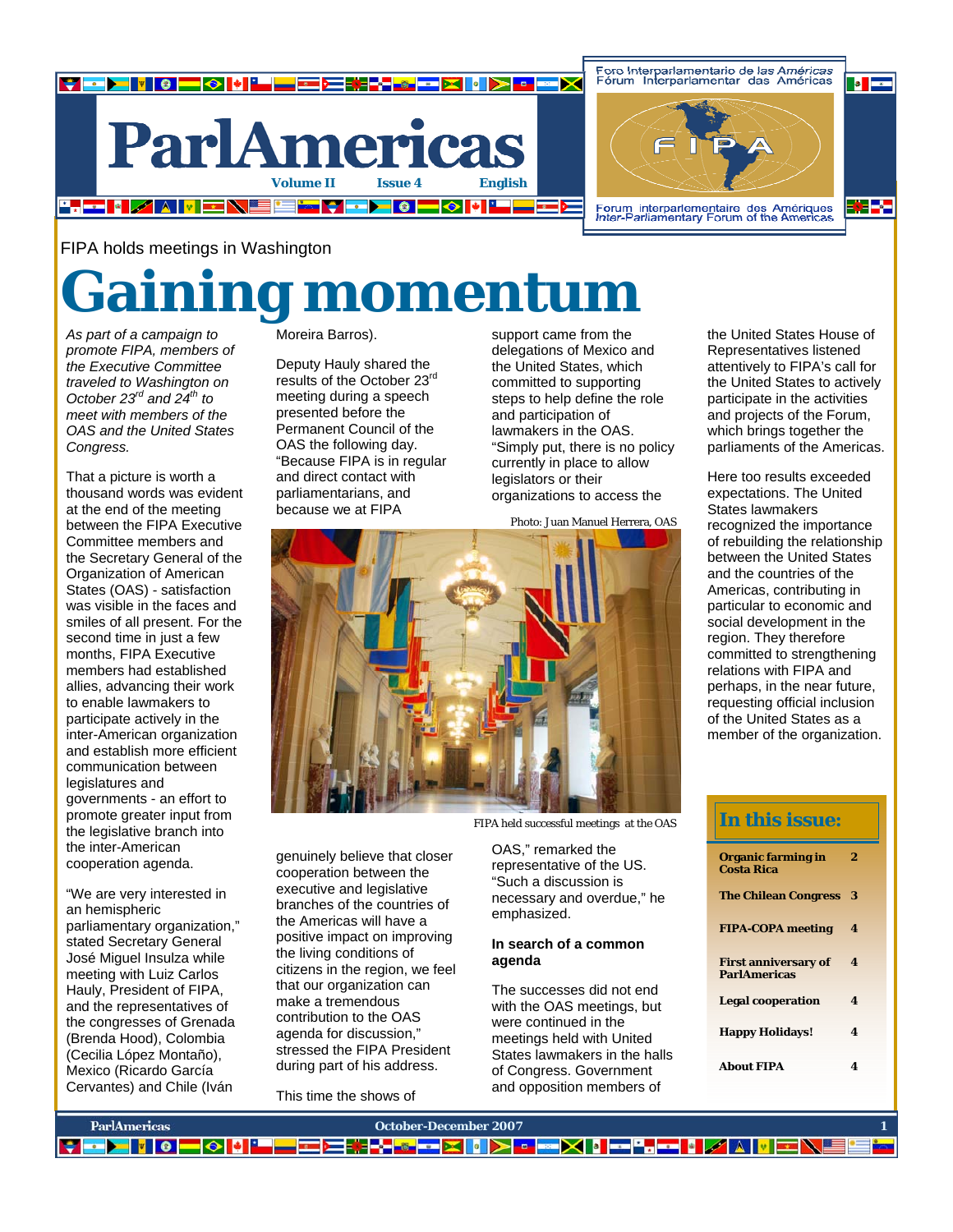# ParlAmericas

Volume II Issue 4 English

Foro Interparlamentario de las Américas
Fórum Interparlamentar das Américas
FIPA
Forum interparlementaire des Amériques
Inter-Parliamentary Forum of the Americas

FIPA holds meetings in Washington

# Gaining momentum

*As part of a campaign to promote FIPA, members of the Executive Committee traveled to Washington on October 23rd and 24th to meet with members of the OAS and the United States Congress.*

That a picture is worth a thousand words was evident at the end of the meeting between the FIPA Executive Committee members and the Secretary General of the Organization of American States (OAS) - satisfaction was visible in the faces and smiles of all present. For the second time in just a few months, FIPA Executive members had established allies, advancing their work to enable lawmakers to participate actively in the inter-American organization and establish more efficient communication between legislatures and governments - an effort to promote greater input from the legislative branch into the inter-American cooperation agenda.

"We are very interested in an hemispheric parliamentary organization," stated Secretary General José Miguel Insulza while meeting with Luiz Carlos Hauly, President of FIPA, and the representatives of the congresses of Grenada (Brenda Hood), Colombia (Cecilia López Montaño), Mexico (Ricardo García Cervantes) and Chile (Iván Moreira Barros).

Deputy Hauly shared the results of the October 23rd meeting during a speech presented before the Permanent Council of the OAS the following day. "Because FIPA is in regular and direct contact with parliamentarians, and because we at FIPA genuinely believe that closer cooperation between the executive and legislative branches of the countries of the Americas will have a positive impact on improving the living conditions of citizens in the region, we feel that our organization can make a tremendous contribution to the OAS agenda for discussion," stressed the FIPA President during part of his address.

Photo: Juan Manuel Herrera, OAS

FIPA held successful meetings at the OAS

This time the shows of support came from the delegations of Mexico and the United States, which committed to supporting steps to help define the role and participation of lawmakers in the OAS. "Simply put, there is no policy currently in place to allow legislators or their organizations to access the OAS," remarked the representative of the US. "Such a discussion is necessary and overdue," he emphasized.

**In search of a common agenda**

The successes did not end with the OAS meetings, but were continued in the meetings held with United States lawmakers in the halls of Congress. Government and opposition members of the United States House of Representatives listened attentively to FIPA's call for the United States to actively participate in the activities and projects of the Forum, which brings together the parliaments of the Americas.

Here too results exceeded expectations. The United States lawmakers recognized the importance of rebuilding the relationship between the United States and the countries of the Americas, contributing in particular to economic and social development in the region. They therefore committed to strengthening relations with FIPA and perhaps, in the near future, requesting official inclusion of the United States as a member of the organization.

## In this issue:

| | |
|---|---|
| **Organic farming in Costa Rica** | 2 |
| **The Chilean Congress** | 3 |
| **FIPA-COPA meeting** | 4 |
| **First anniversary of ParlAmericas** | 4 |
| **Legal cooperation** | 4 |
| **Happy Holidays!** | 4 |
| **About FIPA** | 4 |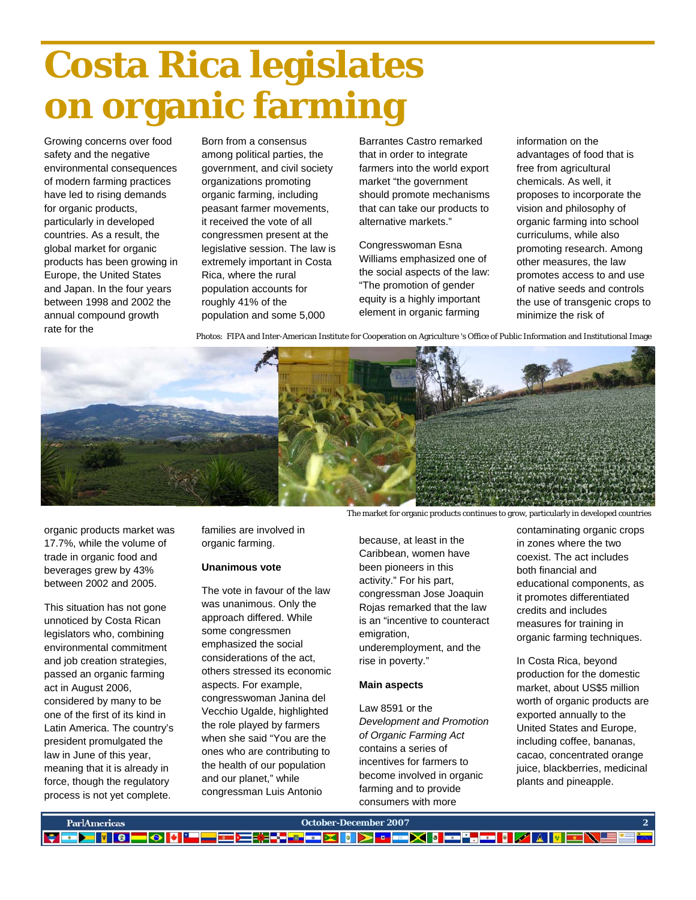# Costa Rica legislates on organic farming

Growing concerns over food safety and the negative environmental consequences of modern farming practices have led to rising demands for organic products, particularly in developed countries. As a result, the global market for organic products has been growing in Europe, the United States and Japan. In the four years between 1998 and 2002 the annual compound growth rate for the organic products market was 17.7%, while the volume of trade in organic food and beverages grew by 43% between 2002 and 2005.

This situation has not gone unnoticed by Costa Rican legislators who, combining environmental commitment and job creation strategies, passed an organic farming act in August 2006, considered by many to be one of the first of its kind in Latin America. The country's president promulgated the law in June of this year, meaning that it is already in force, though the regulatory process is not yet complete.

Born from a consensus among political parties, the government, and civil society organizations promoting organic farming, including peasant farmer movements, it received the vote of all congressmen present at the legislative session. The law is extremely important in Costa Rica, where the rural population accounts for roughly 41% of the population and some 5,000 families are involved in organic farming.

Photos: FIPA and Inter-American Institute for Cooperation on Agriculture 's Office of Public Information and Institutional Image

The market for organic products continues to grow, particularly in developed countries

### Unanimous vote

The vote in favour of the law was unanimous. Only the approach differed. While some congressmen emphasized the social considerations of the act, others stressed its economic aspects. For example, congresswoman Janina del Vecchio Ugalde, highlighted the role played by farmers when she said "You are the ones who are contributing to the health of our population and our planet," while congressman Luis Antonio Barrantes Castro remarked that in order to integrate farmers into the world export market "the government should promote mechanisms that can take our products to alternative markets."

Congresswoman Esna Williams emphasized one of the social aspects of the law: "The promotion of gender equity is a highly important element in organic farming because, at least in the Caribbean, women have been pioneers in this activity." For his part, congressman Jose Joaquin Rojas remarked that the law is an "incentive to counteract emigration, underemployment, and the rise in poverty."

### Main aspects

Law 8591 or the *Development and Promotion of Organic Farming Act* contains a series of incentives for farmers to become involved in organic farming and to provide consumers with more information on the advantages of food that is free from agricultural chemicals. As well, it proposes to incorporate the vision and philosophy of organic farming into school curriculums, while also promoting research. Among other measures, the law promotes access to and use of native seeds and controls the use of transgenic crops to minimize the risk of contaminating organic crops in zones where the two coexist. The act includes both financial and educational components, as it promotes differentiated credits and includes measures for training in organic farming techniques.

In Costa Rica, beyond production for the domestic market, about US$5 million worth of organic products are exported annually to the United States and Europe, including coffee, bananas, cacao, concentrated orange juice, blackberries, medicinal plants and pineapple.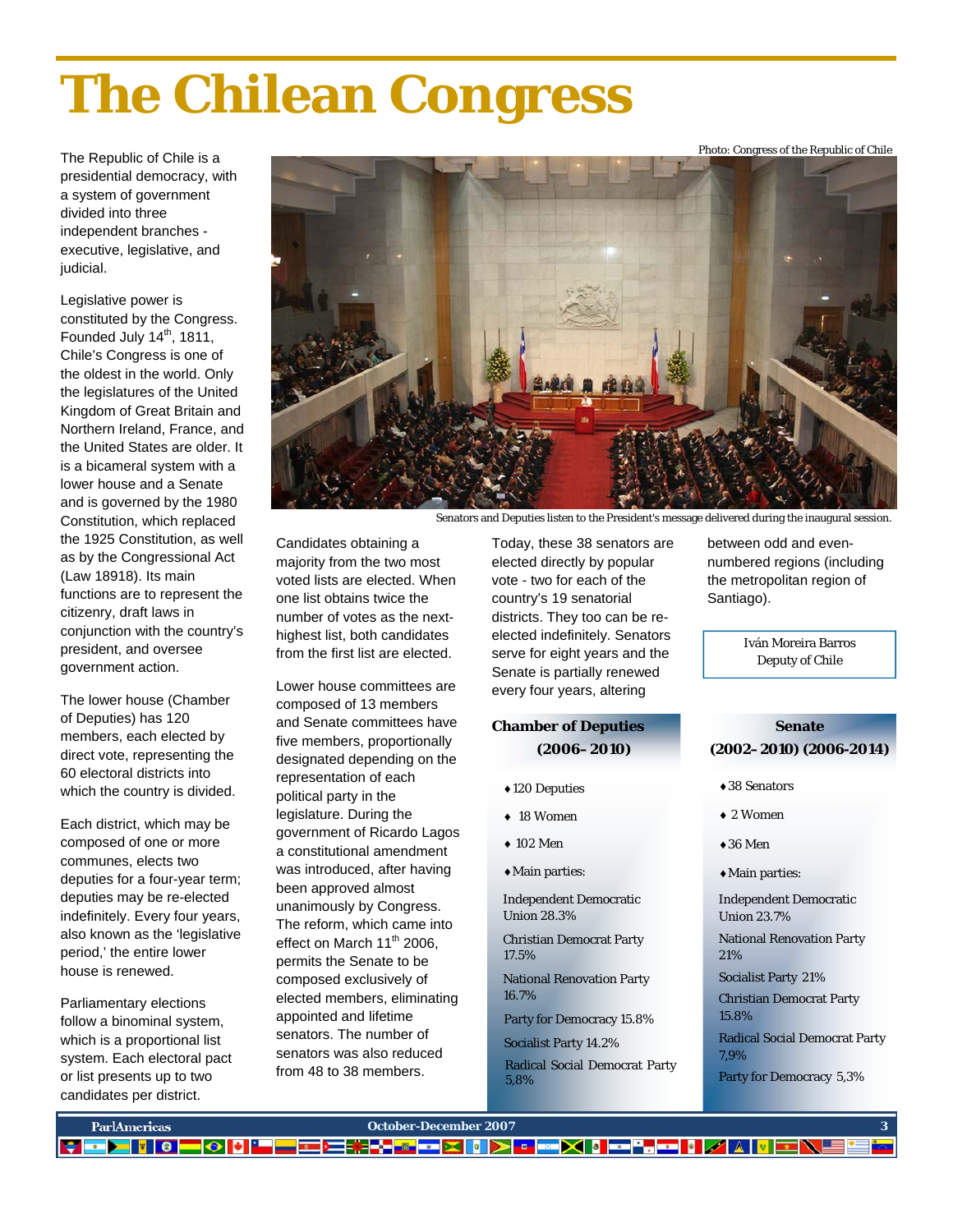# The Chilean Congress

The Republic of Chile is a presidential democracy, with a system of government divided into three independent branches - executive, legislative, and judicial.

Legislative power is constituted by the Congress. Founded July 14th, 1811, Chile's Congress is one of the oldest in the world. Only the legislatures of the United Kingdom of Great Britain and Northern Ireland, France, and the United States are older. It is a bicameral system with a lower house and a Senate and is governed by the 1980 Constitution, which replaced the 1925 Constitution, as well as by the Congressional Act (Law 18918). Its main functions are to represent the citizenry, draft laws in conjunction with the country's president, and oversee government action.

The lower house (Chamber of Deputies) has 120 members, each elected by direct vote, representing the 60 electoral districts into which the country is divided.

Each district, which may be composed of one or more communes, elects two deputies for a four-year term; deputies may be re-elected indefinitely. Every four years, also known as the 'legislative period,' the entire lower house is renewed.

Parliamentary elections follow a binominal system, which is a proportional list system. Each electoral pact or list presents up to two candidates per district.

Photo: Congress of the Republic of Chile

Senators and Deputies listen to the President's message delivered during the inaugural session.

Candidates obtaining a majority from the two most voted lists are elected. When one list obtains twice the number of votes as the next-highest list, both candidates from the first list are elected.

Lower house committees are composed of 13 members and Senate committees have five members, proportionally designated depending on the representation of each political party in the legislature. During the government of Ricardo Lagos a constitutional amendment was introduced, after having been approved almost unanimously by Congress. The reform, which came into effect on March 11th 2006, permits the Senate to be composed exclusively of elected members, eliminating appointed and lifetime senators. The number of senators was also reduced from 48 to 38 members.

Today, these 38 senators are elected directly by popular vote - two for each of the country's 19 senatorial districts. They too can be re-elected indefinitely. Senators serve for eight years and the Senate is partially renewed every four years, altering between odd and even-numbered regions (including the metropolitan region of Santiago).

Iván Moreira Barros
Deputy of Chile

### Chamber of Deputies (2006–2010)

- 120 Deputies
- 18 Women
- 102 Men
- Main parties:

Independent Democratic Union 28.3%

Christian Democrat Party 17.5%

National Renovation Party 16.7%

Party for Democracy 15.8%

Socialist Party 14.2%

Radical Social Democrat Party 5,8%

### Senate (2002–2010) (2006-2014)

- 38 Senators
- 2 Women
- 36 Men
- Main parties:

Independent Democratic Union 23.7%

National Renovation Party 21%

Socialist Party 21%

Christian Democrat Party 15.8%

Radical Social Democrat Party 7,9%

Party for Democracy 5,3%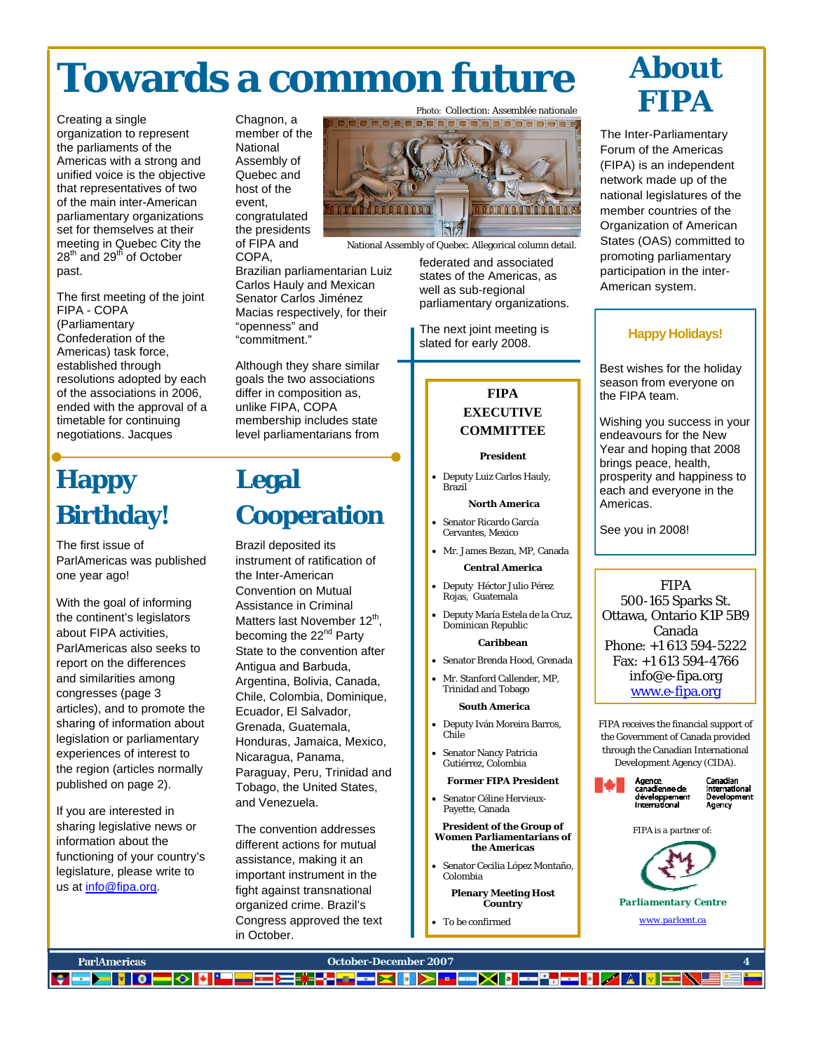# Towards a common future

Creating a single organization to represent the parliaments of the Americas with a strong and unified voice is the objective that representatives of two of the main inter-American parliamentary organizations set for themselves at their meeting in Quebec City the 28th and 29th of October past.

The first meeting of the joint FIPA - COPA (Parliamentary Confederation of the Americas) task force, established through resolutions adopted by each of the associations in 2006, ended with the approval of a timetable for continuing negotiations. Jacques Chagnon, a member of the National Assembly of Quebec and host of the event, congratulated the presidents of FIPA and COPA, Brazilian parliamentarian Luiz Carlos Hauly and Mexican Senator Carlos Jiménez Macias respectively, for their "openness" and "commitment."

Photo: Collection: Assemblée nationale

National Assembly of Quebec. Allegorical column detail.

Although they share similar goals the two associations differ in composition as, unlike FIPA, COPA membership includes state level parliamentarians from federated and associated states of the Americas, as well as sub-regional parliamentary organizations.

The next joint meeting is slated for early 2008.

## Happy Birthday!

The first issue of ParlAmericas was published one year ago!

With the goal of informing the continent's legislators about FIPA activities, ParlAmericas also seeks to report on the differences and similarities among congresses (page 3 articles), and to promote the sharing of information about legislation or parliamentary experiences of interest to the region (articles normally published on page 2).

If you are interested in sharing legislative news or information about the functioning of your country's legislature, please write to us at info@fipa.org.

## Legal Cooperation

Brazil deposited its instrument of ratification of the Inter-American Convention on Mutual Assistance in Criminal Matters last November 12th, becoming the 22nd Party State to the convention after Antigua and Barbuda, Argentina, Bolivia, Canada, Chile, Colombia, Dominique, Ecuador, El Salvador, Grenada, Guatemala, Honduras, Jamaica, Mexico, Nicaragua, Panama, Paraguay, Peru, Trinidad and Tobago, the United States, and Venezuela.

The convention addresses different actions for mutual assistance, making it an important instrument in the fight against transnational organized crime. Brazil's Congress approved the text in October.

### FIPA EXECUTIVE COMMITTEE

**President**

- Deputy Luiz Carlos Hauly, Brazil

**North America**

- Senator Ricardo García Cervantes, Mexico
- Mr. James Bezan, MP, Canada

**Central America**

- Deputy Héctor Julio Pérez Rojas, Guatemala
- Deputy María Estela de la Cruz, Dominican Republic

**Caribbean**

- Senator Brenda Hood, Grenada
- Mr. Stanford Callender, MP, Trinidad and Tobago

**South America**

- Deputy Iván Moreira Barros, Chile
- Senator Nancy Patricia Gutiérrez, Colombia

**Former FIPA President**

- Senator Céline Hervieux-Payette, Canada

**President of the Group of Women Parliamentarians of the Americas**

- Senator Cecilia López Montaño, Colombia

**Plenary Meeting Host Country**

- To be confirmed

## About FIPA

The Inter-Parliamentary Forum of the Americas (FIPA) is an independent network made up of the national legislatures of the member countries of the Organization of American States (OAS) committed to promoting parliamentary participation in the inter-American system.

### Happy Holidays!

Best wishes for the holiday season from everyone on the FIPA team.

Wishing you success in your endeavours for the New Year and hoping that 2008 brings peace, health, prosperity and happiness to each and everyone in the Americas.

See you in 2008!

FIPA
500-165 Sparks St.
Ottawa, Ontario K1P 5B9
Canada
Phone: +1 613 594-5222
Fax: +1 613 594-4766
info@e-fipa.org
www.e-fipa.org

FIPA receives the financial support of the Government of Canada provided through the Canadian International Development Agency (CIDA).

Agence canadienne de développement international — Canadian International Development Agency

FIPA is a partner of:

Parliamentary Centre
www.parlcent.ca